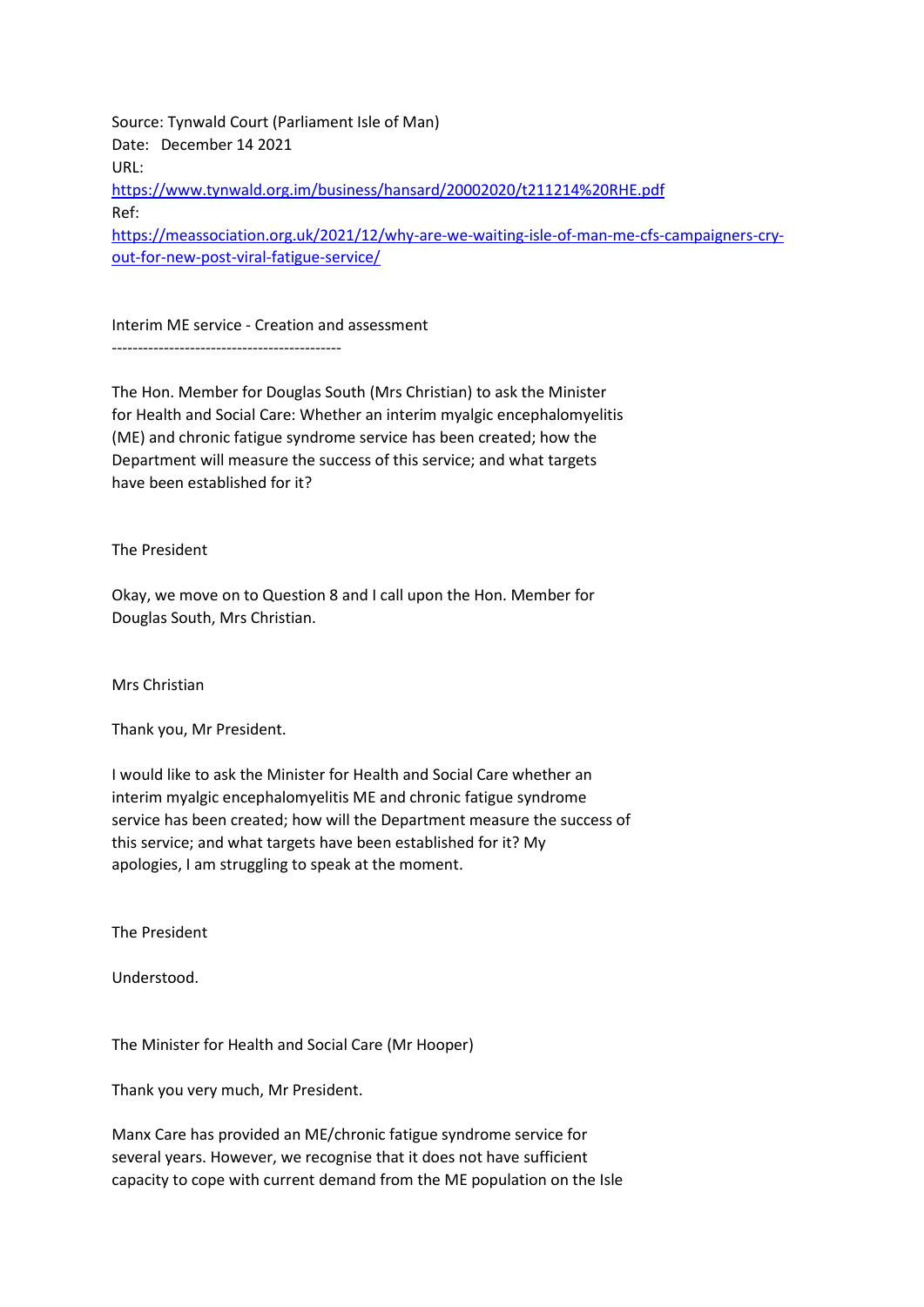Source: Tynwald Court (Parliament Isle of Man)
Date: December 14 2021
URL:
https://www.tynwald.org.im/business/hansard/20002020/t211214%20RHE.pdf
Ref:
https://meassociation.org.uk/2021/12/why-are-we-waiting-isle-of-man-me-cfs-campaigners-cry-out-for-new-post-viral-fatigue-service/

Interim ME service - Creation and assessment
--------------------------------------------

The Hon. Member for Douglas South (Mrs Christian) to ask the Minister for Health and Social Care: Whether an interim myalgic encephalomyelitis (ME) and chronic fatigue syndrome service has been created; how the Department will measure the success of this service; and what targets have been established for it?

The President

Okay, we move on to Question 8 and I call upon the Hon. Member for Douglas South, Mrs Christian.

Mrs Christian

Thank you, Mr President.

I would like to ask the Minister for Health and Social Care whether an interim myalgic encephalomyelitis ME and chronic fatigue syndrome service has been created; how will the Department measure the success of this service; and what targets have been established for it? My apologies, I am struggling to speak at the moment.

The President

Understood.

The Minister for Health and Social Care (Mr Hooper)

Thank you very much, Mr President.

Manx Care has provided an ME/chronic fatigue syndrome service for several years. However, we recognise that it does not have sufficient capacity to cope with current demand from the ME population on the Isle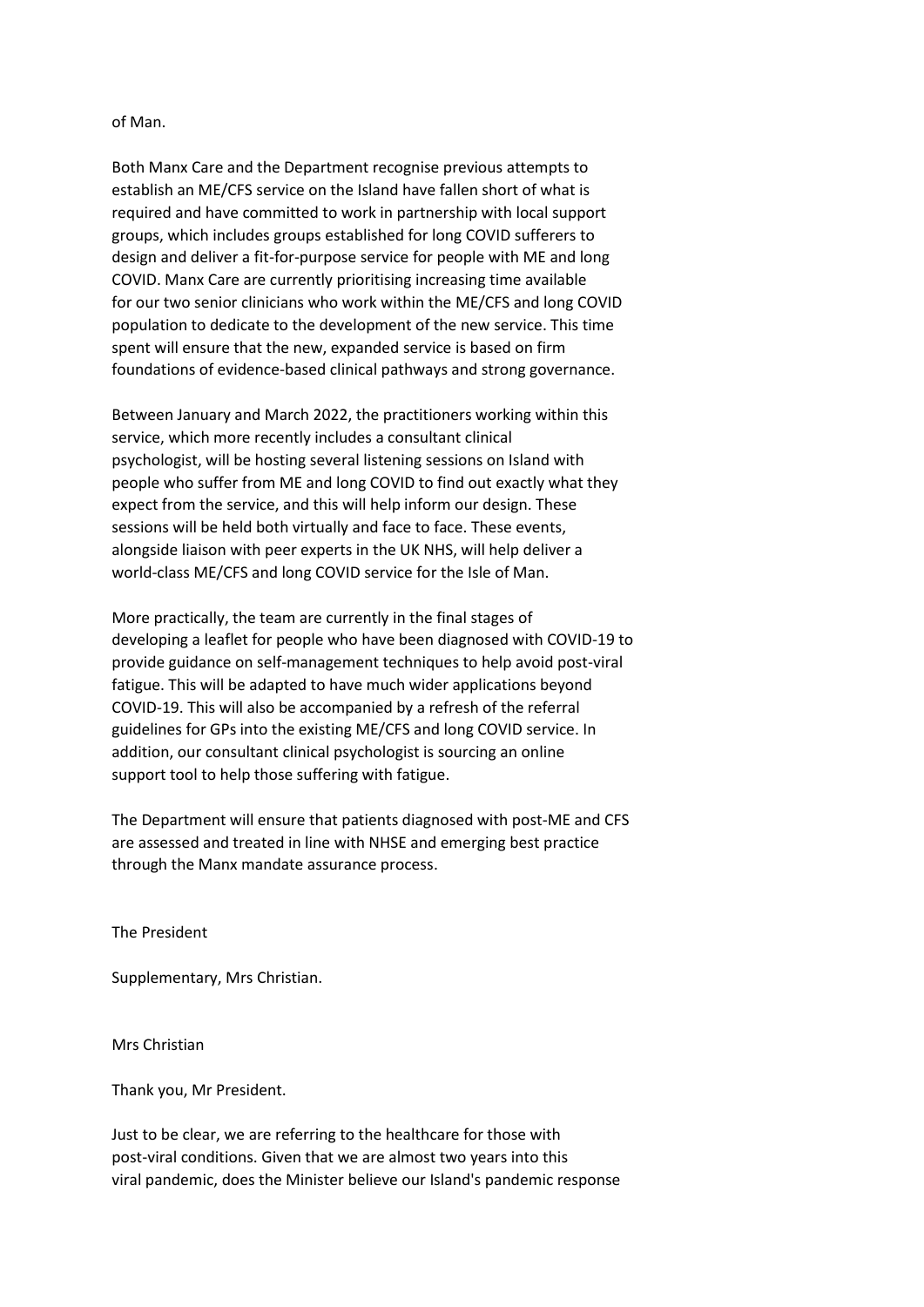of Man.

Both Manx Care and the Department recognise previous attempts to establish an ME/CFS service on the Island have fallen short of what is required and have committed to work in partnership with local support groups, which includes groups established for long COVID sufferers to design and deliver a fit-for-purpose service for people with ME and long COVID. Manx Care are currently prioritising increasing time available for our two senior clinicians who work within the ME/CFS and long COVID population to dedicate to the development of the new service. This time spent will ensure that the new, expanded service is based on firm foundations of evidence-based clinical pathways and strong governance.

Between January and March 2022, the practitioners working within this service, which more recently includes a consultant clinical psychologist, will be hosting several listening sessions on Island with people who suffer from ME and long COVID to find out exactly what they expect from the service, and this will help inform our design. These sessions will be held both virtually and face to face. These events, alongside liaison with peer experts in the UK NHS, will help deliver a world-class ME/CFS and long COVID service for the Isle of Man.

More practically, the team are currently in the final stages of developing a leaflet for people who have been diagnosed with COVID-19 to provide guidance on self-management techniques to help avoid post-viral fatigue. This will be adapted to have much wider applications beyond COVID-19. This will also be accompanied by a refresh of the referral guidelines for GPs into the existing ME/CFS and long COVID service. In addition, our consultant clinical psychologist is sourcing an online support tool to help those suffering with fatigue.

The Department will ensure that patients diagnosed with post-ME and CFS are assessed and treated in line with NHSE and emerging best practice through the Manx mandate assurance process.

The President

Supplementary, Mrs Christian.

Mrs Christian

Thank you, Mr President.

Just to be clear, we are referring to the healthcare for those with post-viral conditions. Given that we are almost two years into this viral pandemic, does the Minister believe our Island's pandemic response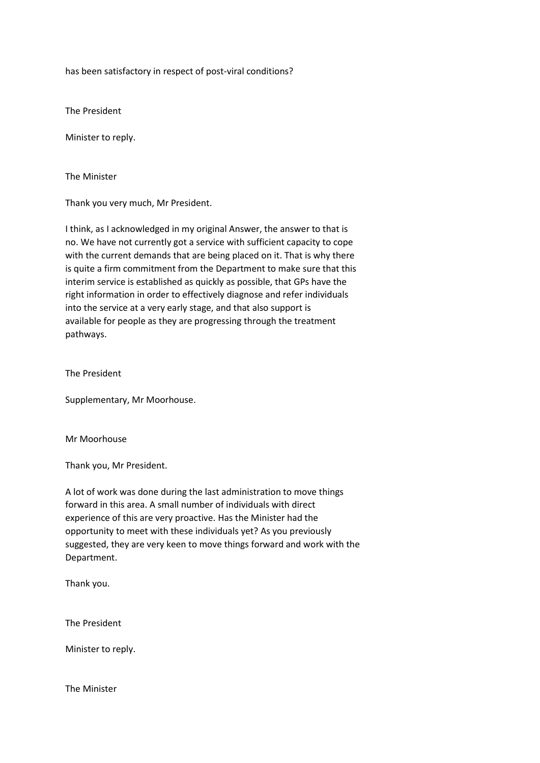has been satisfactory in respect of post-viral conditions?

The President

Minister to reply.

The Minister

Thank you very much, Mr President.

I think, as I acknowledged in my original Answer, the answer to that is no. We have not currently got a service with sufficient capacity to cope with the current demands that are being placed on it. That is why there is quite a firm commitment from the Department to make sure that this interim service is established as quickly as possible, that GPs have the right information in order to effectively diagnose and refer individuals into the service at a very early stage, and that also support is available for people as they are progressing through the treatment pathways.

The President

Supplementary, Mr Moorhouse.

Mr Moorhouse

Thank you, Mr President.

A lot of work was done during the last administration to move things forward in this area. A small number of individuals with direct experience of this are very proactive. Has the Minister had the opportunity to meet with these individuals yet? As you previously suggested, they are very keen to move things forward and work with the Department.

Thank you.

The President

Minister to reply.

The Minister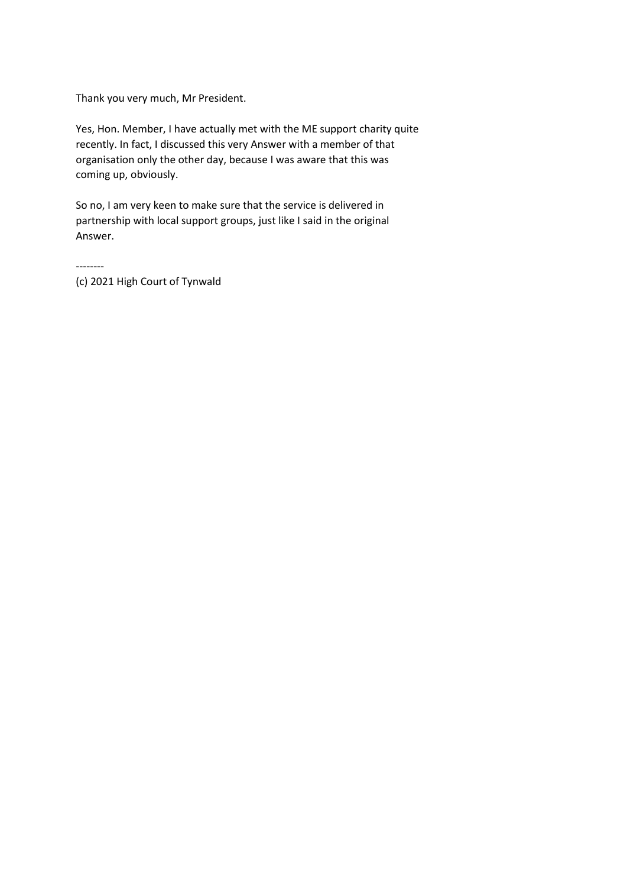Thank you very much, Mr President.

Yes, Hon. Member, I have actually met with the ME support charity quite recently. In fact, I discussed this very Answer with a member of that organisation only the other day, because I was aware that this was coming up, obviously.

So no, I am very keen to make sure that the service is delivered in partnership with local support groups, just like I said in the original Answer.

--------

(c) 2021 High Court of Tynwald